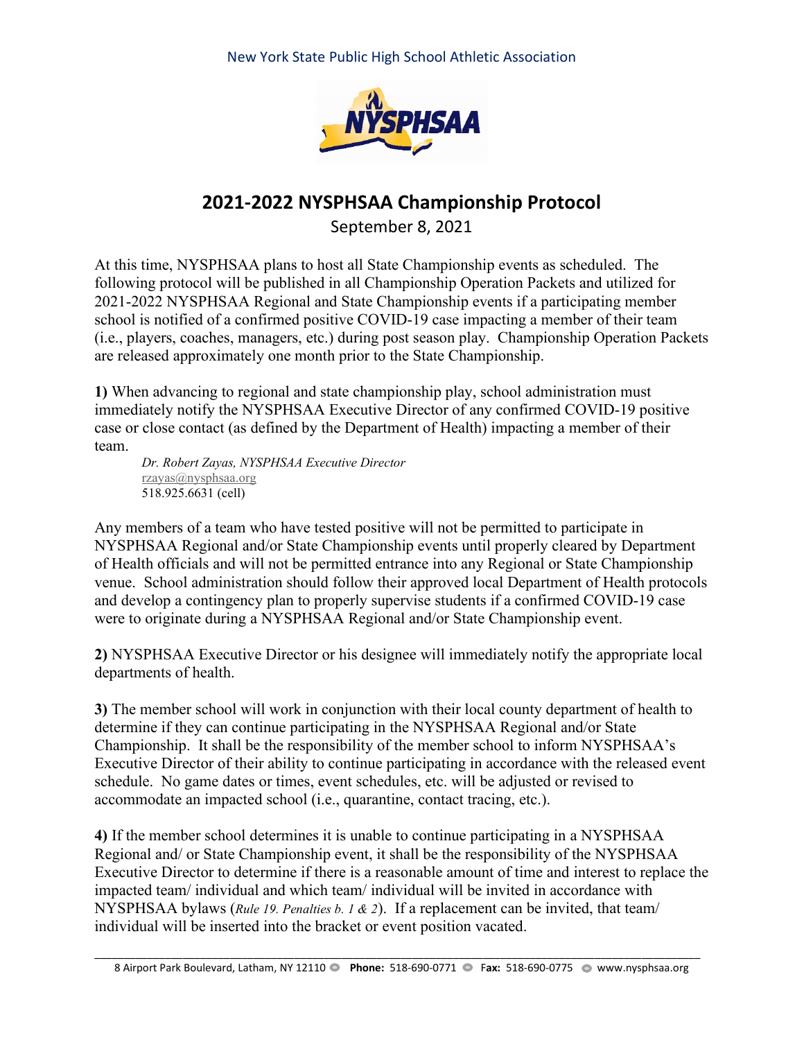New York State Public High School Athletic Association

# 2021-2022 NYSPHSAA Championship Protocol

September 8, 2021

At this time, NYSPHSAA plans to host all State Championship events as scheduled. The following protocol will be published in all Championship Operation Packets and utilized for 2021-2022 NYSPHSAA Regional and State Championship events if a participating member school is notified of a confirmed positive COVID-19 case impacting a member of their team (i.e., players, coaches, managers, etc.) during post season play. Championship Operation Packets are released approximately one month prior to the State Championship.

**1)** When advancing to regional and state championship play, school administration must immediately notify the NYSPHSAA Executive Director of any confirmed COVID-19 positive case or close contact (as defined by the Department of Health) impacting a member of their team.

> *Dr. Robert Zayas, NYSPHSAA Executive Director*
> rzayas@nysphsaa.org
> 518.925.6631 (cell)

Any members of a team who have tested positive will not be permitted to participate in NYSPHSAA Regional and/or State Championship events until properly cleared by Department of Health officials and will not be permitted entrance into any Regional or State Championship venue. School administration should follow their approved local Department of Health protocols and develop a contingency plan to properly supervise students if a confirmed COVID-19 case were to originate during a NYSPHSAA Regional and/or State Championship event.

**2)** NYSPHSAA Executive Director or his designee will immediately notify the appropriate local departments of health.

**3)** The member school will work in conjunction with their local county department of health to determine if they can continue participating in the NYSPHSAA Regional and/or State Championship. It shall be the responsibility of the member school to inform NYSPHSAA's Executive Director of their ability to continue participating in accordance with the released event schedule. No game dates or times, event schedules, etc. will be adjusted or revised to accommodate an impacted school (i.e., quarantine, contact tracing, etc.).

**4)** If the member school determines it is unable to continue participating in a NYSPHSAA Regional and/ or State Championship event, it shall be the responsibility of the NYSPHSAA Executive Director to determine if there is a reasonable amount of time and interest to replace the impacted team/ individual and which team/ individual will be invited in accordance with NYSPHSAA bylaws (*Rule 19. Penalties b. 1 & 2*). If a replacement can be invited, that team/ individual will be inserted into the bracket or event position vacated.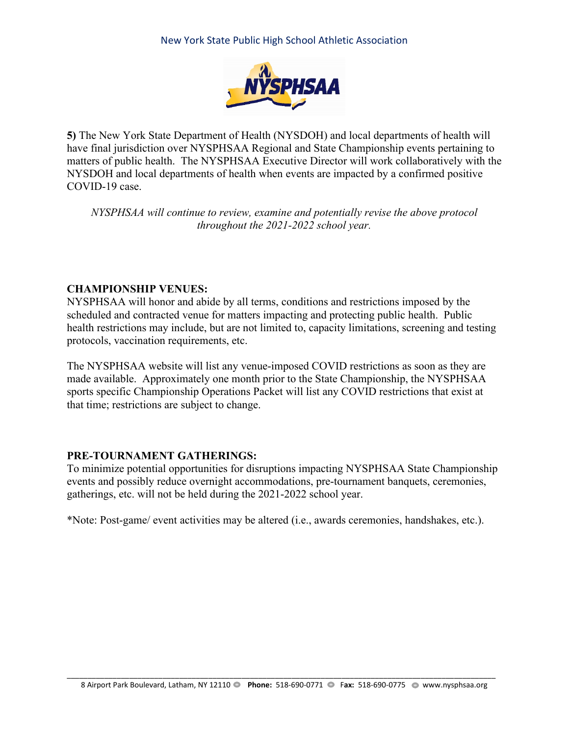**5)** The New York State Department of Health (NYSDOH) and local departments of health will have final jurisdiction over NYSPHSAA Regional and State Championship events pertaining to matters of public health. The NYSPHSAA Executive Director will work collaboratively with the NYSDOH and local departments of health when events are impacted by a confirmed positive COVID-19 case.

*NYSPHSAA will continue to review, examine and potentially revise the above protocol throughout the 2021-2022 school year.*

**CHAMPIONSHIP VENUES:**

NYSPHSAA will honor and abide by all terms, conditions and restrictions imposed by the scheduled and contracted venue for matters impacting and protecting public health. Public health restrictions may include, but are not limited to, capacity limitations, screening and testing protocols, vaccination requirements, etc.

The NYSPHSAA website will list any venue-imposed COVID restrictions as soon as they are made available. Approximately one month prior to the State Championship, the NYSPHSAA sports specific Championship Operations Packet will list any COVID restrictions that exist at that time; restrictions are subject to change.

**PRE-TOURNAMENT GATHERINGS:**

To minimize potential opportunities for disruptions impacting NYSPHSAA State Championship events and possibly reduce overnight accommodations, pre-tournament banquets, ceremonies, gatherings, etc. will not be held during the 2021-2022 school year.

*Note: Post-game/ event activities may be altered (i.e., awards ceremonies, handshakes, etc.).